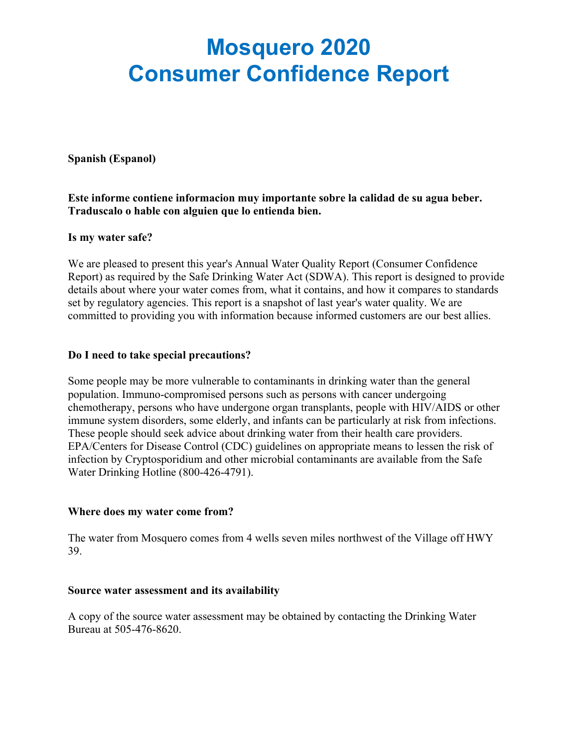# Mosquero 2020 Consumer Confidence Report

**Spanish (Espanol)**

**Este informe contiene informacion muy importante sobre la calidad de su agua beber. Traduscalo o hable con alguien que lo entienda bien.**

**Is my water safe?**

We are pleased to present this year's Annual Water Quality Report (Consumer Confidence Report) as required by the Safe Drinking Water Act (SDWA). This report is designed to provide details about where your water comes from, what it contains, and how it compares to standards set by regulatory agencies. This report is a snapshot of last year's water quality. We are committed to providing you with information because informed customers are our best allies.

**Do I need to take special precautions?**

Some people may be more vulnerable to contaminants in drinking water than the general population. Immuno-compromised persons such as persons with cancer undergoing chemotherapy, persons who have undergone organ transplants, people with HIV/AIDS or other immune system disorders, some elderly, and infants can be particularly at risk from infections. These people should seek advice about drinking water from their health care providers. EPA/Centers for Disease Control (CDC) guidelines on appropriate means to lessen the risk of infection by Cryptosporidium and other microbial contaminants are available from the Safe Water Drinking Hotline (800-426-4791).

**Where does my water come from?**

The water from Mosquero comes from 4 wells seven miles northwest of the Village off HWY 39.

**Source water assessment and its availability**

A copy of the source water assessment may be obtained by contacting the Drinking Water Bureau at 505-476-8620.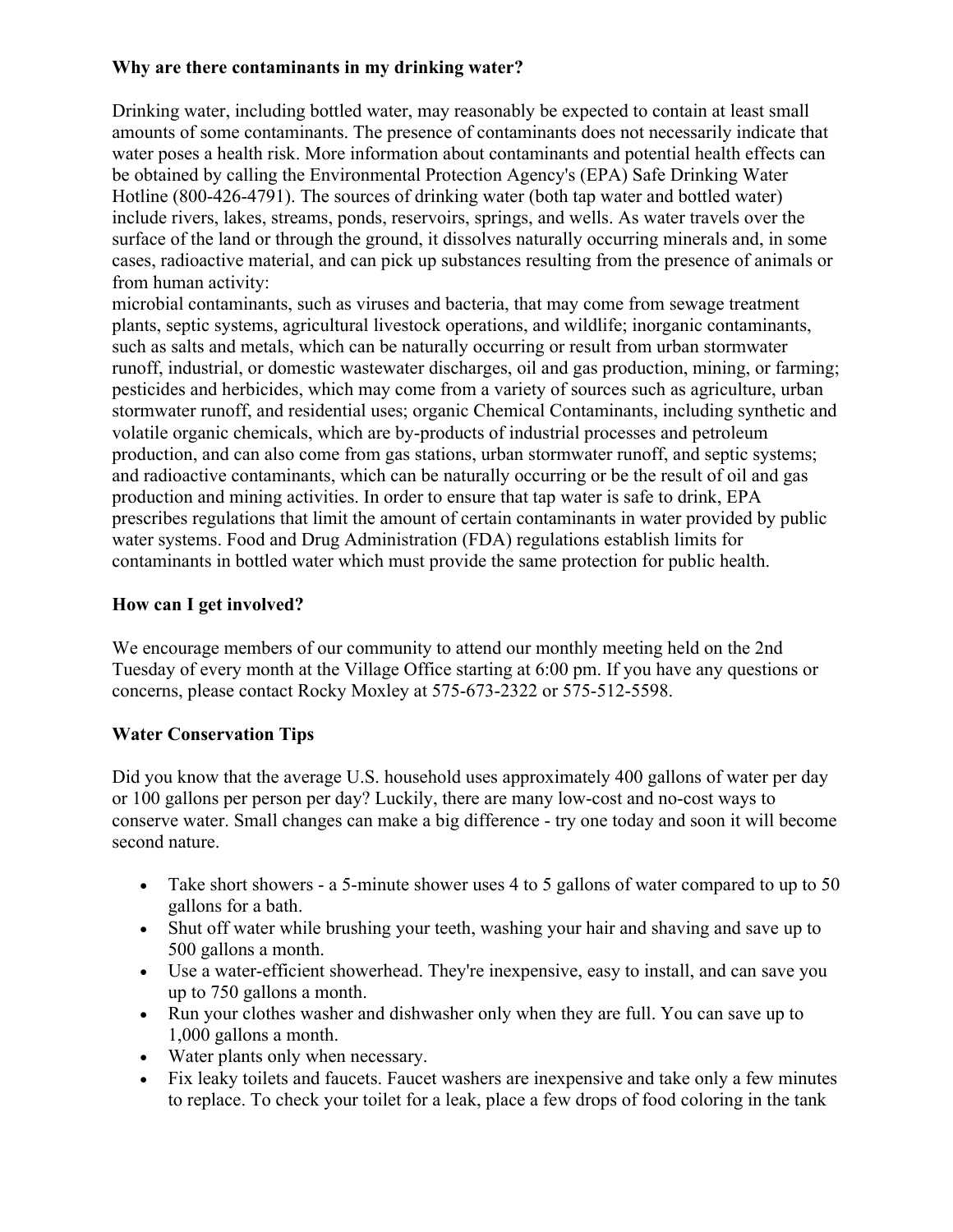**Why are there contaminants in my drinking water?**

Drinking water, including bottled water, may reasonably be expected to contain at least small amounts of some contaminants. The presence of contaminants does not necessarily indicate that water poses a health risk. More information about contaminants and potential health effects can be obtained by calling the Environmental Protection Agency's (EPA) Safe Drinking Water Hotline (800-426-4791). The sources of drinking water (both tap water and bottled water) include rivers, lakes, streams, ponds, reservoirs, springs, and wells. As water travels over the surface of the land or through the ground, it dissolves naturally occurring minerals and, in some cases, radioactive material, and can pick up substances resulting from the presence of animals or from human activity:
microbial contaminants, such as viruses and bacteria, that may come from sewage treatment plants, septic systems, agricultural livestock operations, and wildlife; inorganic contaminants, such as salts and metals, which can be naturally occurring or result from urban stormwater runoff, industrial, or domestic wastewater discharges, oil and gas production, mining, or farming; pesticides and herbicides, which may come from a variety of sources such as agriculture, urban stormwater runoff, and residential uses; organic Chemical Contaminants, including synthetic and volatile organic chemicals, which are by-products of industrial processes and petroleum production, and can also come from gas stations, urban stormwater runoff, and septic systems; and radioactive contaminants, which can be naturally occurring or be the result of oil and gas production and mining activities. In order to ensure that tap water is safe to drink, EPA prescribes regulations that limit the amount of certain contaminants in water provided by public water systems. Food and Drug Administration (FDA) regulations establish limits for contaminants in bottled water which must provide the same protection for public health.

**How can I get involved?**

We encourage members of our community to attend our monthly meeting held on the 2nd Tuesday of every month at the Village Office starting at 6:00 pm. If you have any questions or concerns, please contact Rocky Moxley at 575-673-2322 or 575-512-5598.

**Water Conservation Tips**

Did you know that the average U.S. household uses approximately 400 gallons of water per day or 100 gallons per person per day? Luckily, there are many low-cost and no-cost ways to conserve water. Small changes can make a big difference - try one today and soon it will become second nature.

- Take short showers - a 5-minute shower uses 4 to 5 gallons of water compared to up to 50 gallons for a bath.
- Shut off water while brushing your teeth, washing your hair and shaving and save up to 500 gallons a month.
- Use a water-efficient showerhead. They're inexpensive, easy to install, and can save you up to 750 gallons a month.
- Run your clothes washer and dishwasher only when they are full. You can save up to 1,000 gallons a month.
- Water plants only when necessary.
- Fix leaky toilets and faucets. Faucet washers are inexpensive and take only a few minutes to replace. To check your toilet for a leak, place a few drops of food coloring in the tank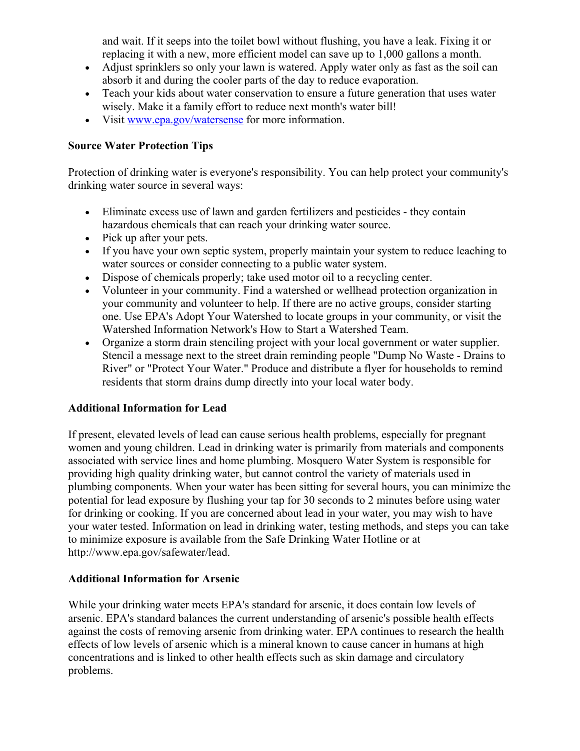and wait. If it seeps into the toilet bowl without flushing, you have a leak. Fixing it or replacing it with a new, more efficient model can save up to 1,000 gallons a month.

- Adjust sprinklers so only your lawn is watered. Apply water only as fast as the soil can absorb it and during the cooler parts of the day to reduce evaporation.
- Teach your kids about water conservation to ensure a future generation that uses water wisely. Make it a family effort to reduce next month's water bill!
- Visit www.epa.gov/watersense for more information.

**Source Water Protection Tips**

Protection of drinking water is everyone's responsibility. You can help protect your community's drinking water source in several ways:

- Eliminate excess use of lawn and garden fertilizers and pesticides - they contain hazardous chemicals that can reach your drinking water source.
- Pick up after your pets.
- If you have your own septic system, properly maintain your system to reduce leaching to water sources or consider connecting to a public water system.
- Dispose of chemicals properly; take used motor oil to a recycling center.
- Volunteer in your community. Find a watershed or wellhead protection organization in your community and volunteer to help. If there are no active groups, consider starting one. Use EPA's Adopt Your Watershed to locate groups in your community, or visit the Watershed Information Network's How to Start a Watershed Team.
- Organize a storm drain stenciling project with your local government or water supplier. Stencil a message next to the street drain reminding people "Dump No Waste - Drains to River" or "Protect Your Water." Produce and distribute a flyer for households to remind residents that storm drains dump directly into your local water body.

**Additional Information for Lead**

If present, elevated levels of lead can cause serious health problems, especially for pregnant women and young children. Lead in drinking water is primarily from materials and components associated with service lines and home plumbing. Mosquero Water System is responsible for providing high quality drinking water, but cannot control the variety of materials used in plumbing components. When your water has been sitting for several hours, you can minimize the potential for lead exposure by flushing your tap for 30 seconds to 2 minutes before using water for drinking or cooking. If you are concerned about lead in your water, you may wish to have your water tested. Information on lead in drinking water, testing methods, and steps you can take to minimize exposure is available from the Safe Drinking Water Hotline or at http://www.epa.gov/safewater/lead.

**Additional Information for Arsenic**

While your drinking water meets EPA's standard for arsenic, it does contain low levels of arsenic. EPA's standard balances the current understanding of arsenic's possible health effects against the costs of removing arsenic from drinking water. EPA continues to research the health effects of low levels of arsenic which is a mineral known to cause cancer in humans at high concentrations and is linked to other health effects such as skin damage and circulatory problems.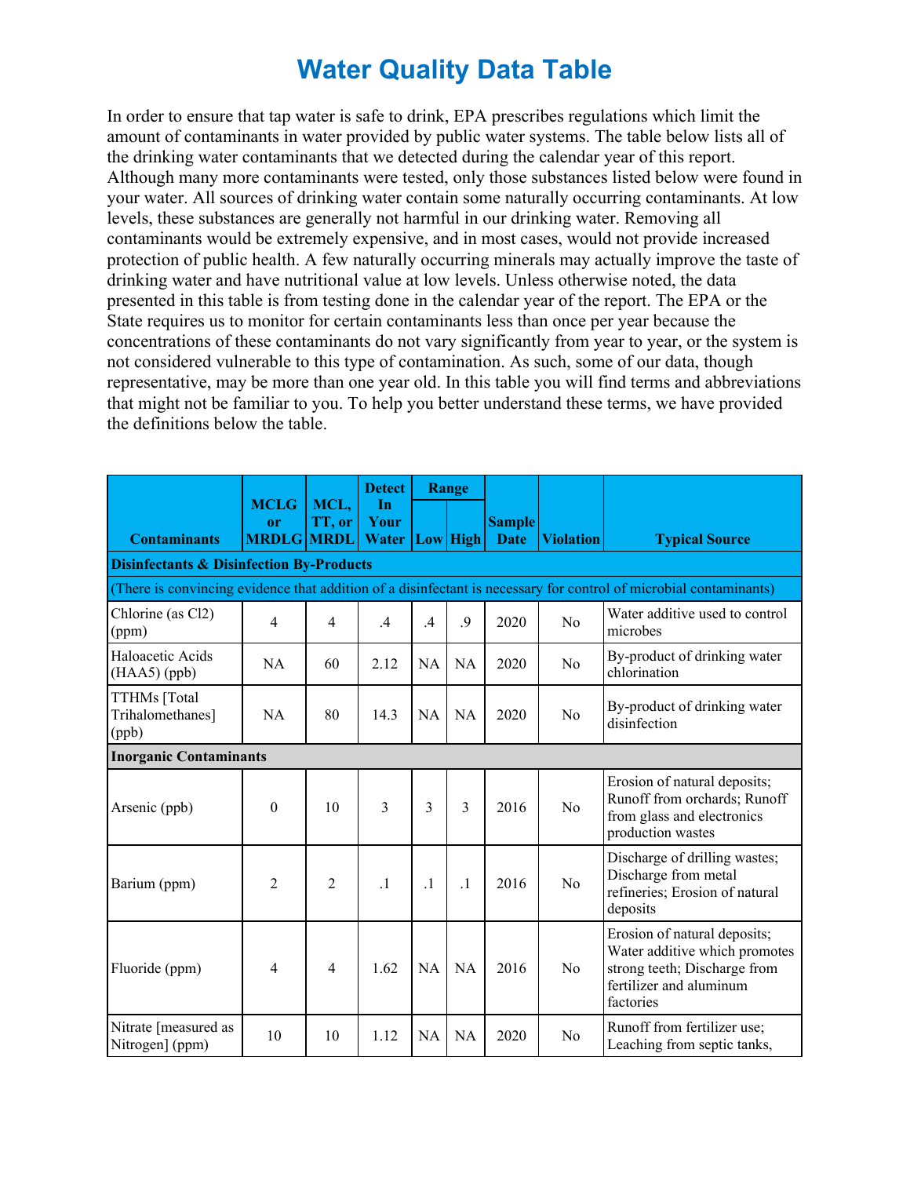# Water Quality Data Table

In order to ensure that tap water is safe to drink, EPA prescribes regulations which limit the amount of contaminants in water provided by public water systems. The table below lists all of the drinking water contaminants that we detected during the calendar year of this report. Although many more contaminants were tested, only those substances listed below were found in your water. All sources of drinking water contain some naturally occurring contaminants. At low levels, these substances are generally not harmful in our drinking water. Removing all contaminants would be extremely expensive, and in most cases, would not provide increased protection of public health. A few naturally occurring minerals may actually improve the taste of drinking water and have nutritional value at low levels. Unless otherwise noted, the data presented in this table is from testing done in the calendar year of the report. The EPA or the State requires us to monitor for certain contaminants less than once per year because the concentrations of these contaminants do not vary significantly from year to year, or the system is not considered vulnerable to this type of contamination. As such, some of our data, though representative, may be more than one year old. In this table you will find terms and abbreviations that might not be familiar to you. To help you better understand these terms, we have provided the definitions below the table.

| Contaminants | MCLG or MRDLG | MCL, TT, or MRDL | Detect In Your Water | Range | | Sample Date | Violation | Typical Source |
|---|---|---|---|---|---|---|---|---|
| | | | | Low | High | | | |
| **Disinfectants & Disinfection By-Products** | | | | | | | | |
| (There is convincing evidence that addition of a disinfectant is necessary for control of microbial contaminants) | | | | | | | | |
| Chlorine (as Cl2) (ppm) | 4 | 4 | .4 | .4 | .9 | 2020 | No | Water additive used to control microbes |
| Haloacetic Acids (HAA5) (ppb) | NA | 60 | 2.12 | NA | NA | 2020 | No | By-product of drinking water chlorination |
| TTHMs [Total Trihalomethanes] (ppb) | NA | 80 | 14.3 | NA | NA | 2020 | No | By-product of drinking water disinfection |
| **Inorganic Contaminants** | | | | | | | | |
| Arsenic (ppb) | 0 | 10 | 3 | 3 | 3 | 2016 | No | Erosion of natural deposits; Runoff from orchards; Runoff from glass and electronics production wastes |
| Barium (ppm) | 2 | 2 | .1 | .1 | .1 | 2016 | No | Discharge of drilling wastes; Discharge from metal refineries; Erosion of natural deposits |
| Fluoride (ppm) | 4 | 4 | 1.62 | NA | NA | 2016 | No | Erosion of natural deposits; Water additive which promotes strong teeth; Discharge from fertilizer and aluminum factories |
| Nitrate [measured as Nitrogen] (ppm) | 10 | 10 | 1.12 | NA | NA | 2020 | No | Runoff from fertilizer use; Leaching from septic tanks, |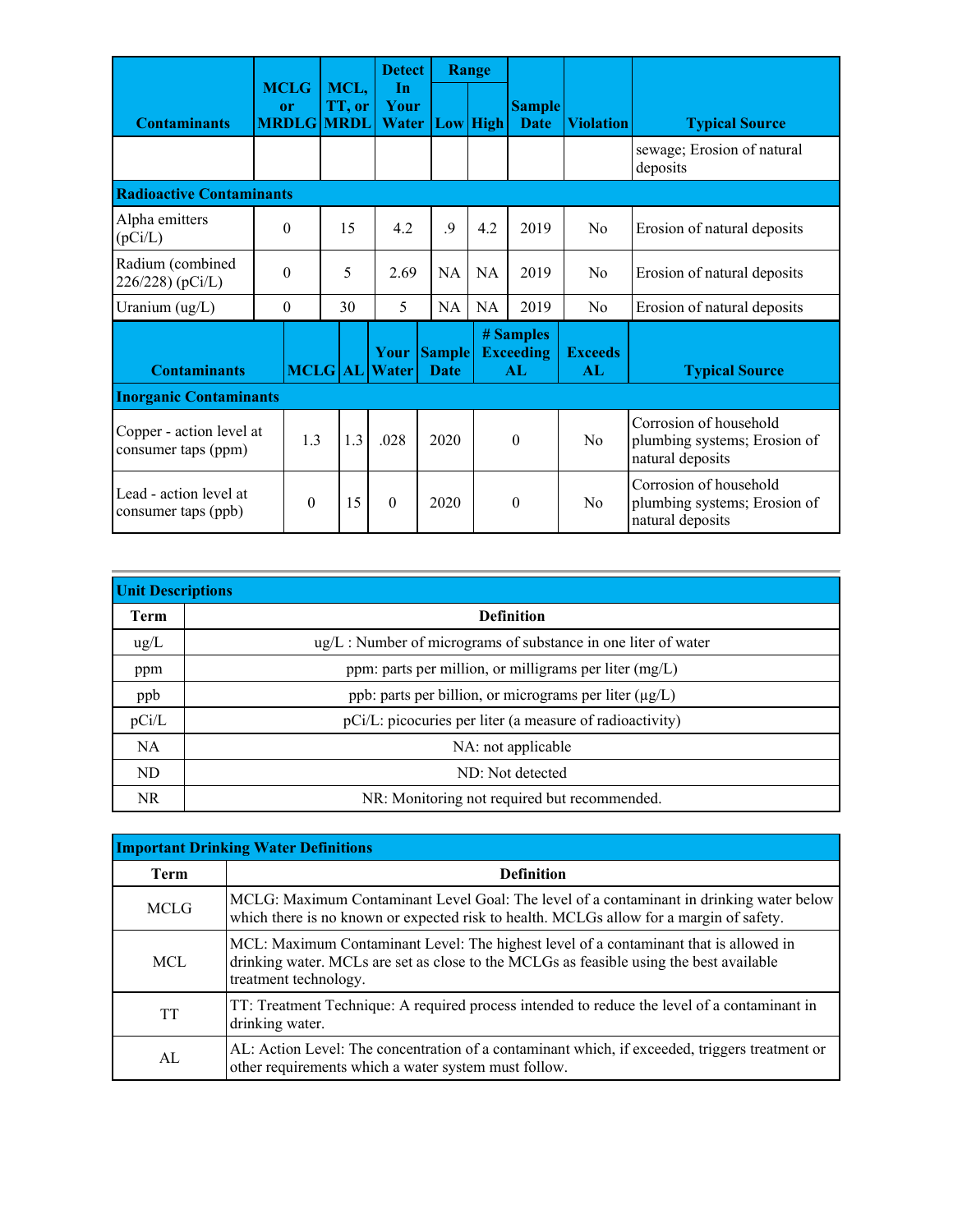| Contaminants | MCLG or MRDLG | MCL, TT, or MRDL | Detect In Your Water | Range Low | Range High | Sample Date | Violation | Typical Source |
|---|---|---|---|---|---|---|---|---|
| | | | | | | | | sewage; Erosion of natural deposits |
| **Radioactive Contaminants** | | | | | | | | |
| Alpha emitters (pCi/L) | 0 | 15 | 4.2 | .9 | 4.2 | 2019 | No | Erosion of natural deposits |
| Radium (combined 226/228) (pCi/L) | 0 | 5 | 2.69 | NA | NA | 2019 | No | Erosion of natural deposits |
| Uranium (ug/L) | 0 | 30 | 5 | NA | NA | 2019 | No | Erosion of natural deposits |

| Contaminants | MCLG | AL | Your Water | Sample Date | # Samples Exceeding AL | Exceeds AL | Typical Source |
|---|---|---|---|---|---|---|---|
| **Inorganic Contaminants** | | | | | | | |
| Copper - action level at consumer taps (ppm) | 1.3 | 1.3 | .028 | 2020 | 0 | No | Corrosion of household plumbing systems; Erosion of natural deposits |
| Lead - action level at consumer taps (ppb) | 0 | 15 | 0 | 2020 | 0 | No | Corrosion of household plumbing systems; Erosion of natural deposits |

**Unit Descriptions**

| Term | Definition |
|---|---|
| ug/L | ug/L : Number of micrograms of substance in one liter of water |
| ppm | ppm: parts per million, or milligrams per liter (mg/L) |
| ppb | ppb: parts per billion, or micrograms per liter (µg/L) |
| pCi/L | pCi/L: picocuries per liter (a measure of radioactivity) |
| NA | NA: not applicable |
| ND | ND: Not detected |
| NR | NR: Monitoring not required but recommended. |

**Important Drinking Water Definitions**

| Term | Definition |
|---|---|
| MCLG | MCLG: Maximum Contaminant Level Goal: The level of a contaminant in drinking water below which there is no known or expected risk to health. MCLGs allow for a margin of safety. |
| MCL | MCL: Maximum Contaminant Level: The highest level of a contaminant that is allowed in drinking water. MCLs are set as close to the MCLGs as feasible using the best available treatment technology. |
| TT | TT: Treatment Technique: A required process intended to reduce the level of a contaminant in drinking water. |
| AL | AL: Action Level: The concentration of a contaminant which, if exceeded, triggers treatment or other requirements which a water system must follow. |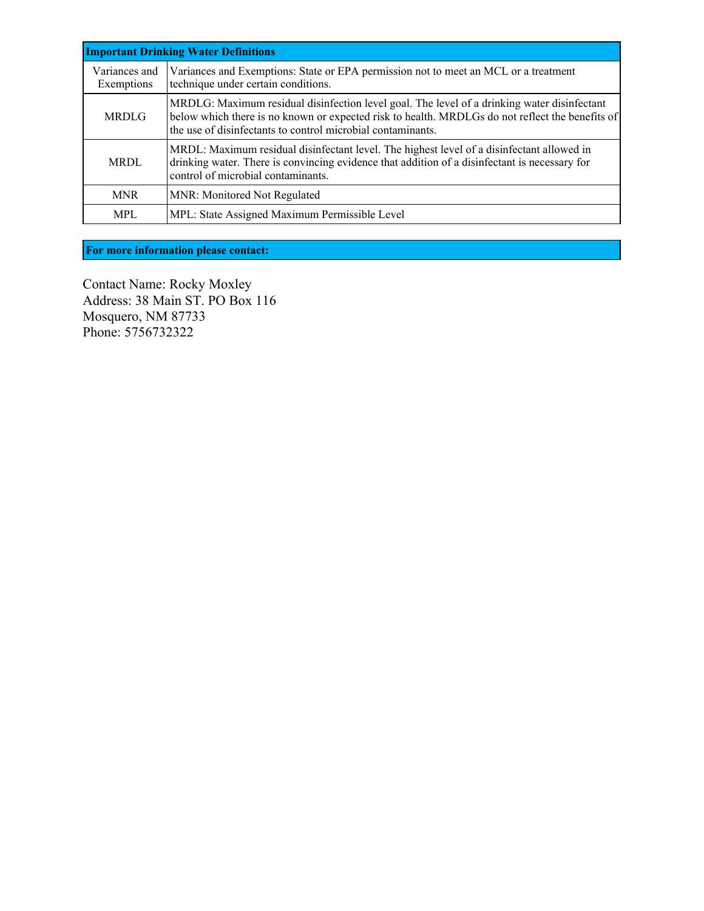| Important Drinking Water Definitions | |
| --- | --- |
| Variances and Exemptions | Variances and Exemptions: State or EPA permission not to meet an MCL or a treatment technique under certain conditions. |
| MRDLG | MRDLG: Maximum residual disinfection level goal. The level of a drinking water disinfectant below which there is no known or expected risk to health. MRDLGs do not reflect the benefits of the use of disinfectants to control microbial contaminants. |
| MRDL | MRDL: Maximum residual disinfectant level. The highest level of a disinfectant allowed in drinking water. There is convincing evidence that addition of a disinfectant is necessary for control of microbial contaminants. |
| MNR | MNR: Monitored Not Regulated |
| MPL | MPL: State Assigned Maximum Permissible Level |

**For more information please contact:**

Contact Name: Rocky Moxley
Address: 38 Main ST. PO Box 116
Mosquero, NM 87733
Phone: 5756732322